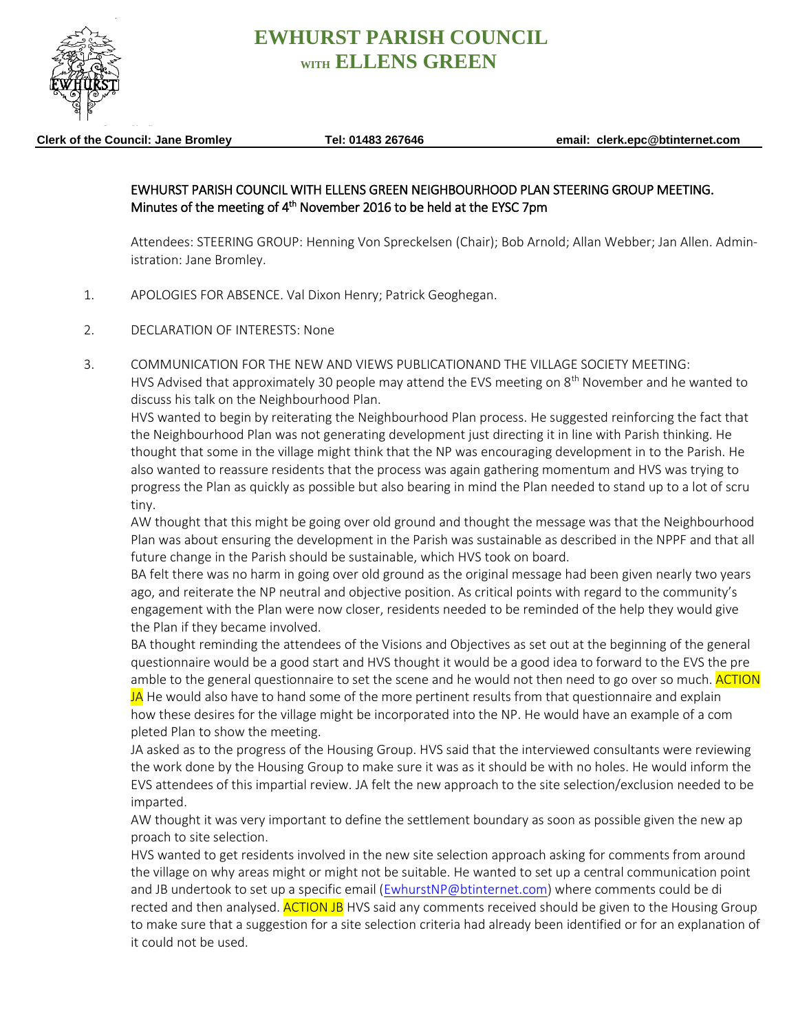# EWHURST PARISH COUNCIL WITH ELLENS GREEN

**Clerk of the Council: Jane Bromley** **Tel: 01483 267646** **email: clerk.epc@btinternet.com**

EWHURST PARISH COUNCIL WITH ELLENS GREEN NEIGHBOURHOOD PLAN STEERING GROUP MEETING.
Minutes of the meeting of 4th November 2016 to be held at the EYSC 7pm

Attendees: STEERING GROUP: Henning Von Spreckelsen (Chair); Bob Arnold; Allan Webber; Jan Allen. Administration: Jane Bromley.

1. APOLOGIES FOR ABSENCE. Val Dixon Henry; Patrick Geoghegan.

2. DECLARATION OF INTERESTS: None

3. COMMUNICATION FOR THE NEW AND VIEWS PUBLICATIONAND THE VILLAGE SOCIETY MEETING:
HVS Advised that approximately 30 people may attend the EVS meeting on 8th November and he wanted to discuss his talk on the Neighbourhood Plan.
HVS wanted to begin by reiterating the Neighbourhood Plan process. He suggested reinforcing the fact that the Neighbourhood Plan was not generating development just directing it in line with Parish thinking. He thought that some in the village might think that the NP was encouraging development in to the Parish. He also wanted to reassure residents that the process was again gathering momentum and HVS was trying to progress the Plan as quickly as possible but also bearing in mind the Plan needed to stand up to a lot of scrutiny.
AW thought that this might be going over old ground and thought the message was that the Neighbourhood Plan was about ensuring the development in the Parish was sustainable as described in the NPPF and that all future change in the Parish should be sustainable, which HVS took on board.
BA felt there was no harm in going over old ground as the original message had been given nearly two years ago, and reiterate the NP neutral and objective position. As critical points with regard to the community's engagement with the Plan were now closer, residents needed to be reminded of the help they would give the Plan if they became involved.
BA thought reminding the attendees of the Visions and Objectives as set out at the beginning of the general questionnaire would be a good start and HVS thought it would be a good idea to forward to the EVS the preamble to the general questionnaire to set the scene and he would not then need to go over so much. **ACTION JA** He would also have to hand some of the more pertinent results from that questionnaire and explain how these desires for the village might be incorporated into the NP. He would have an example of a completed Plan to show the meeting.
JA asked as to the progress of the Housing Group. HVS said that the interviewed consultants were reviewing the work done by the Housing Group to make sure it was as it should be with no holes. He would inform the EVS attendees of this impartial review. JA felt the new approach to the site selection/exclusion needed to be imparted.
AW thought it was very important to define the settlement boundary as soon as possible given the new approach to site selection.
HVS wanted to get residents involved in the new site selection approach asking for comments from around the village on why areas might or might not be suitable. He wanted to set up a central communication point and JB undertook to set up a specific email (EwhurstNP@btinternet.com) where comments could be directed and then analysed. **ACTION JB** HVS said any comments received should be given to the Housing Group to make sure that a suggestion for a site selection criteria had already been identified or for an explanation of it could not be used.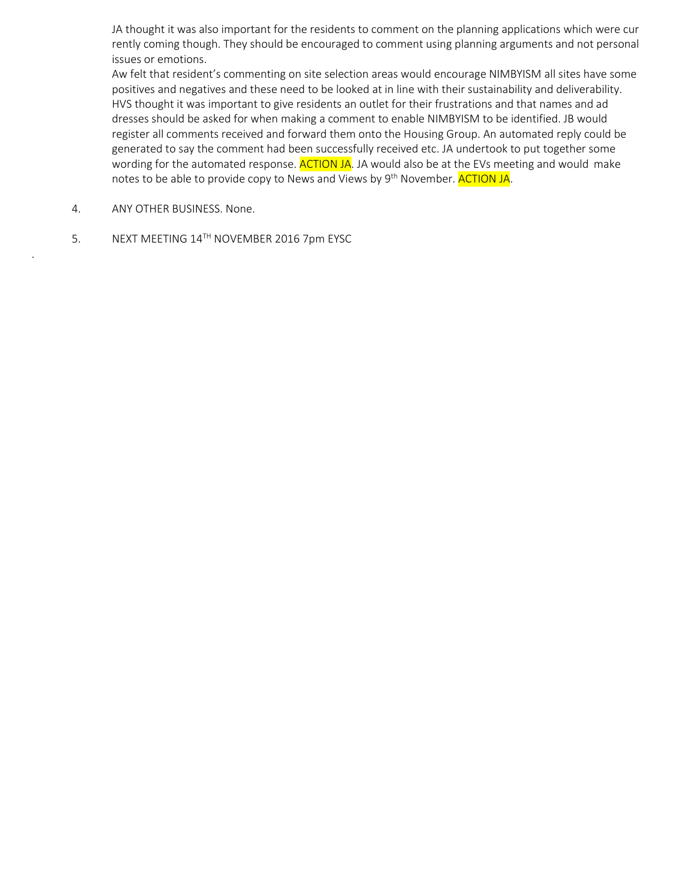JA thought it was also important for the residents to comment on the planning applications which were currently coming though. They should be encouraged to comment using planning arguments and not personal issues or emotions.

Aw felt that resident's commenting on site selection areas would encourage NIMBYISM all sites have some positives and negatives and these need to be looked at in line with their sustainability and deliverability. HVS thought it was important to give residents an outlet for their frustrations and that names and addresses should be asked for when making a comment to enable NIMBYISM to be identified. JB would register all comments received and forward them onto the Housing Group. An automated reply could be generated to say the comment had been successfully received etc. JA undertook to put together some wording for the automated response. ACTION JA. JA would also be at the EVs meeting and would make notes to be able to provide copy to News and Views by 9th November. ACTION JA.

4. ANY OTHER BUSINESS. None.

5. NEXT MEETING 14TH NOVEMBER 2016 7pm EYSC